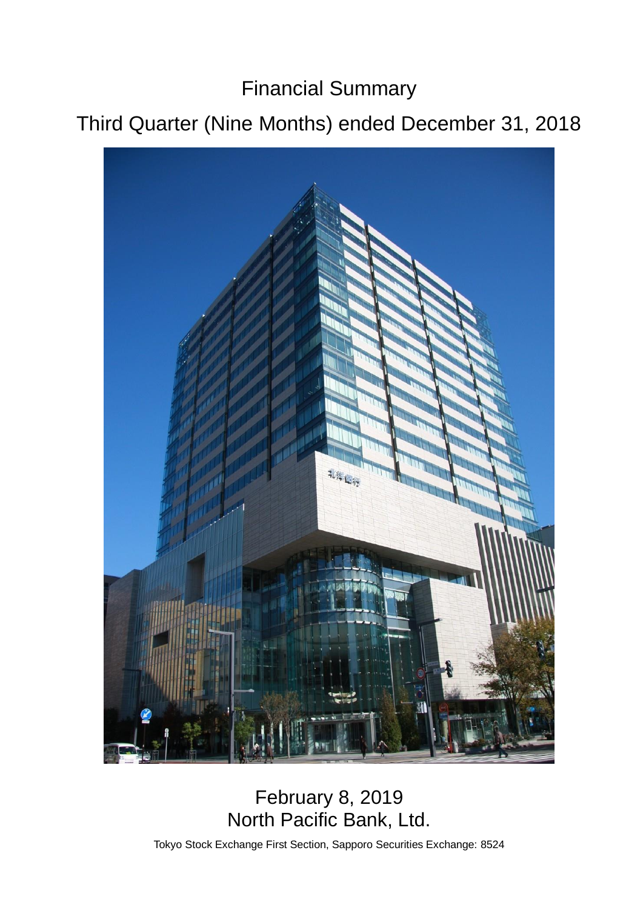# Financial Summary

## Third Quarter (Nine Months) ended December 31, 2018

February 8, 2019

North Pacific Bank, Ltd.

Tokyo Stock Exchange First Section, Sapporo Securities Exchange: 8524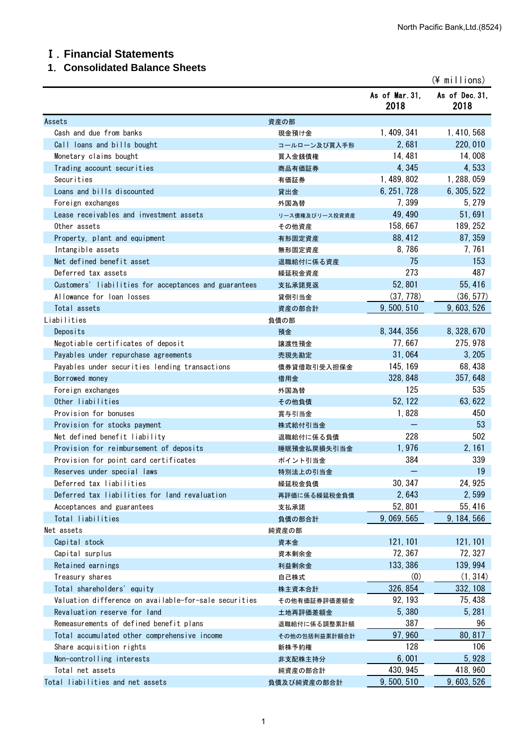# Ⅰ. Financial Statements

## 1. Consolidated Balance Sheets

(¥ millions)

| | | As of Mar.31, 2018 | As of Dec.31, 2018 |
|---|---|---|---|
| Assets | 資産の部 | | |
| Cash and due from banks | 現金預け金 | 1,409,341 | 1,410,568 |
| Call loans and bills bought | コールローン及び買入手形 | 2,681 | 220,010 |
| Monetary claims bought | 買入金銭債権 | 14,481 | 14,008 |
| Trading account securities | 商品有価証券 | 4,345 | 4,533 |
| Securities | 有価証券 | 1,489,802 | 1,288,059 |
| Loans and bills discounted | 貸出金 | 6,251,728 | 6,305,522 |
| Foreign exchanges | 外国為替 | 7,399 | 5,279 |
| Lease receivables and investment assets | リース債権及びリース投資資産 | 49,490 | 51,691 |
| Other assets | その他資産 | 158,667 | 189,252 |
| Property, plant and equipment | 有形固定資産 | 88,412 | 87,359 |
| Intangible assets | 無形固定資産 | 8,786 | 7,761 |
| Net defined benefit asset | 退職給付に係る資産 | 75 | 153 |
| Deferred tax assets | 繰延税金資産 | 273 | 487 |
| Customers' liabilities for acceptances and guarantees | 支払承諾見返 | 52,801 | 55,416 |
| Allowance for loan losses | 貸倒引当金 | (37,778) | (36,577) |
| Total assets | 資産の部合計 | 9,500,510 | 9,603,526 |
| Liabilities | 負債の部 | | |
| Deposits | 預金 | 8,344,356 | 8,328,670 |
| Negotiable certificates of deposit | 譲渡性預金 | 77,667 | 275,978 |
| Payables under repurchase agreements | 売現先勘定 | 31,064 | 3,205 |
| Payables under securities lending transactions | 債券貸借取引受入担保金 | 145,169 | 68,438 |
| Borrowed money | 借用金 | 328,848 | 357,648 |
| Foreign exchanges | 外国為替 | 125 | 535 |
| Other liabilities | その他負債 | 52,122 | 63,622 |
| Provision for bonuses | 賞与引当金 | 1,828 | 450 |
| Provision for stocks payment | 株式給付引当金 | ― | 53 |
| Net defined benefit liability | 退職給付に係る負債 | 228 | 502 |
| Provision for reimbursement of deposits | 睡眠預金払戻損失引当金 | 1,976 | 2,161 |
| Provision for point card certificates | ポイント引当金 | 384 | 339 |
| Reserves under special laws | 特別法上の引当金 | ― | 19 |
| Deferred tax liabilities | 繰延税金負債 | 30,347 | 24,925 |
| Deferred tax liabilities for land revaluation | 再評価に係る繰延税金負債 | 2,643 | 2,599 |
| Acceptances and guarantees | 支払承諾 | 52,801 | 55,416 |
| Total liabilities | 負債の部合計 | 9,069,565 | 9,184,566 |
| Net assets | 純資産の部 | | |
| Capital stock | 資本金 | 121,101 | 121,101 |
| Capital surplus | 資本剰余金 | 72,367 | 72,327 |
| Retained earnings | 利益剰余金 | 133,386 | 139,994 |
| Treasury shares | 自己株式 | (0) | (1,314) |
| Total shareholders' equity | 株主資本合計 | 326,854 | 332,108 |
| Valuation difference on available-for-sale securities | その他有価証券評価差額金 | 92,193 | 75,438 |
| Revaluation reserve for land | 土地再評価差額金 | 5,380 | 5,281 |
| Remeasurements of defined benefit plans | 退職給付に係る調整累計額 | 387 | 96 |
| Total accumulated other comprehensive income | その他の包括利益累計額合計 | 97,960 | 80,817 |
| Share acquisition rights | 新株予約権 | 128 | 106 |
| Non-controlling interests | 非支配株主持分 | 6,001 | 5,928 |
| Total net assets | 純資産の部合計 | 430,945 | 418,960 |
| Total liabilities and net assets | 負債及び純資産の部合計 | 9,500,510 | 9,603,526 |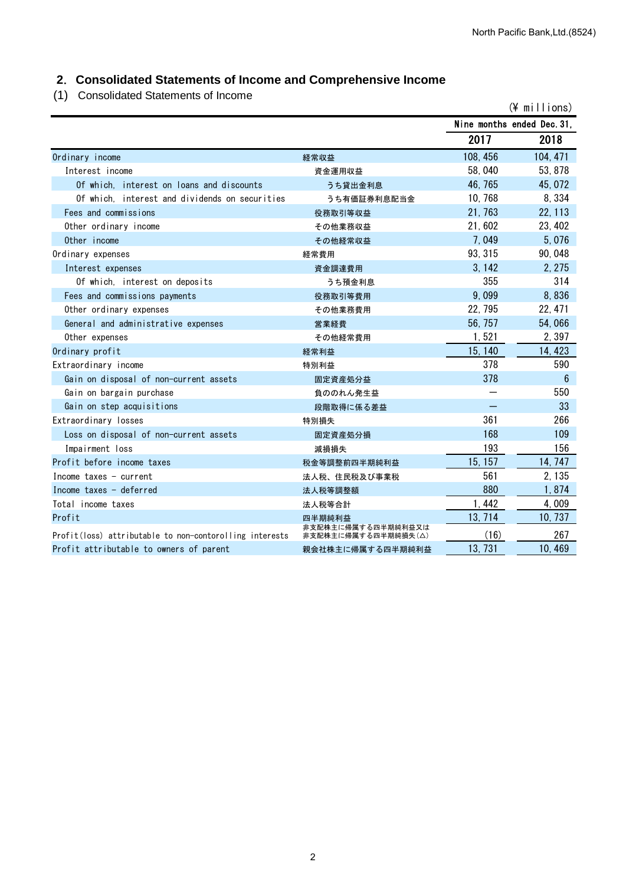## 2. Consolidated Statements of Income and Comprehensive Income

### (1) Consolidated Statements of Income

(¥ millions)

| | | Nine months ended Dec. 31, | |
|---|---|---|---|
| | | 2017 | 2018 |
| Ordinary income | 経常収益 | 108,456 | 104,471 |
| Interest income | 資金運用収益 | 58,040 | 53,878 |
| Of which, interest on loans and discounts | うち貸出金利息 | 46,765 | 45,072 |
| Of which, interest and dividends on securities | うち有価証券利息配当金 | 10,768 | 8,334 |
| Fees and commissions | 役務取引等収益 | 21,763 | 22,113 |
| Other ordinary income | その他業務収益 | 21,602 | 23,402 |
| Other income | その他経常収益 | 7,049 | 5,076 |
| Ordinary expenses | 経常費用 | 93,315 | 90,048 |
| Interest expenses | 資金調達費用 | 3,142 | 2,275 |
| Of which, interest on deposits | うち預金利息 | 355 | 314 |
| Fees and commissions payments | 役務取引等費用 | 9,099 | 8,836 |
| Other ordinary expenses | その他業務費用 | 22,795 | 22,471 |
| General and administrative expenses | 営業経費 | 56,757 | 54,066 |
| Other expenses | その他経常費用 | 1,521 | 2,397 |
| Ordinary profit | 経常利益 | 15,140 | 14,423 |
| Extraordinary income | 特別利益 | 378 | 590 |
| Gain on disposal of non-current assets | 固定資産処分益 | 378 | 6 |
| Gain on bargain purchase | 負ののれん発生益 | — | 550 |
| Gain on step acquisitions | 段階取得に係る差益 | — | 33 |
| Extraordinary losses | 特別損失 | 361 | 266 |
| Loss on disposal of non-current assets | 固定資産処分損 | 168 | 109 |
| Impairment loss | 減損損失 | 193 | 156 |
| Profit before income taxes | 税金等調整前四半期純利益 | 15,157 | 14,747 |
| Income taxes - current | 法人税、住民税及び事業税 | 561 | 2,135 |
| Income taxes - deferred | 法人税等調整額 | 880 | 1,874 |
| Total income taxes | 法人税等合計 | 1,442 | 4,009 |
| Profit | 四半期純利益 | 13,714 | 10,737 |
| Profit(loss) attributable to non-contorolling interests | 非支配株主に帰属する四半期純利益又は非支配株主に帰属する四半期純損失(△) | (16) | 267 |
| Profit attributable to owners of parent | 親会社株主に帰属する四半期純利益 | 13,731 | 10,469 |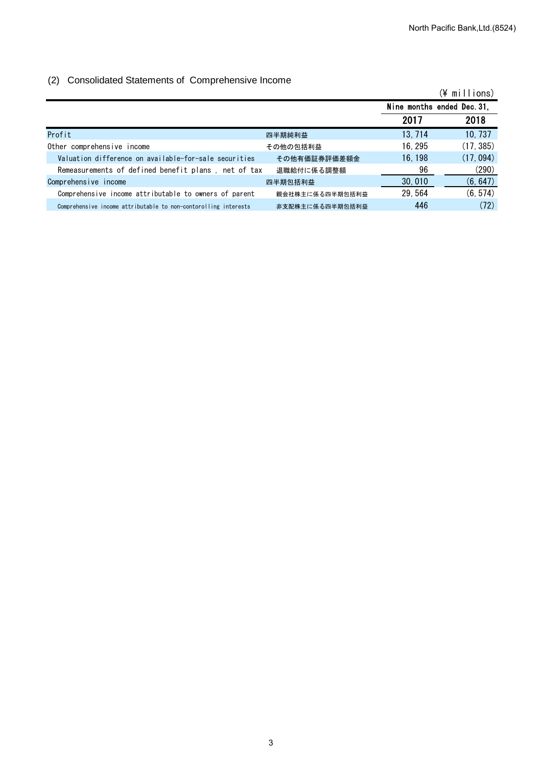## (2) Consolidated Statements of Comprehensive Income

(¥ millions)

| | | Nine months ended Dec. 31, | |
|---|---|---|---|
| | | 2017 | 2018 |
| Profit | 四半期純利益 | 13, 714 | 10, 737 |
| Other comprehensive income | その他の包括利益 | 16, 295 | (17, 385) |
| Valuation difference on available-for-sale securities | その他有価証券評価差額金 | 16, 198 | (17, 094) |
| Remeasurements of defined benefit plans , net of tax | 退職給付に係る調整額 | 96 | (290) |
| Comprehensive income | 四半期包括利益 | 30, 010 | (6, 647) |
| Comprehensive income attributable to owners of parent | 親会社株主に係る四半期包括利益 | 29, 564 | (6, 574) |
| Comprehensive income attributable to non-contorolling interests | 非支配株主に係る四半期包括利益 | 446 | (72) |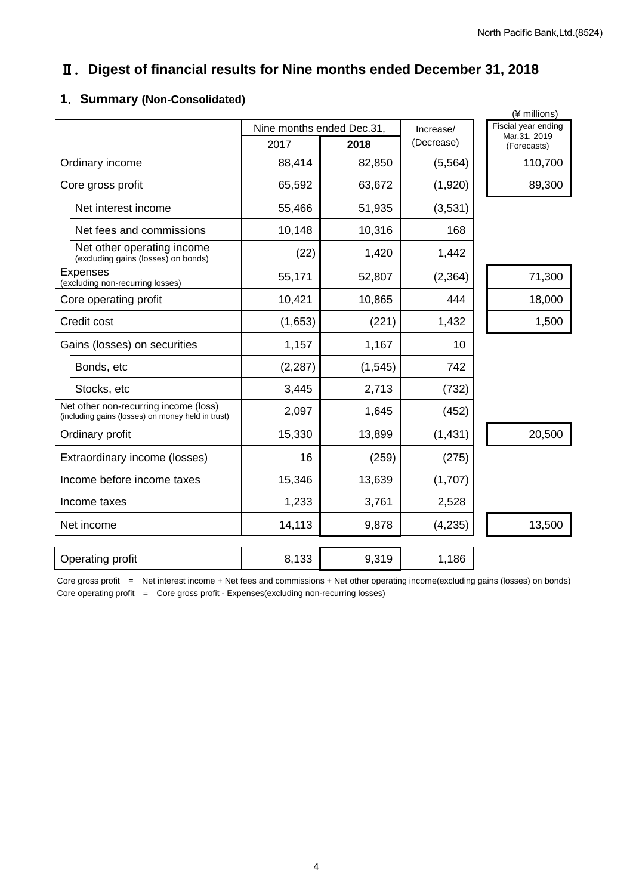# Ⅱ. Digest of financial results for Nine months ended December 31, 2018

## 1. Summary (Non-Consolidated)

(¥ millions)

| | Nine months ended Dec.31, 2017 | Nine months ended Dec.31, 2018 | Increase/ (Decrease) | Fiscial year ending Mar.31, 2019 (Forecasts) |
|---|---|---|---|---|
| Ordinary income | 88,414 | 82,850 | (5,564) | 110,700 |
| Core gross profit | 65,592 | 63,672 | (1,920) | 89,300 |
| Net interest income | 55,466 | 51,935 | (3,531) | |
| Net fees and commissions | 10,148 | 10,316 | 168 | |
| Net other operating income (excluding gains (losses) on bonds) | (22) | 1,420 | 1,442 | |
| Expenses (excluding non-recurring losses) | 55,171 | 52,807 | (2,364) | 71,300 |
| Core operating profit | 10,421 | 10,865 | 444 | 18,000 |
| Credit cost | (1,653) | (221) | 1,432 | 1,500 |
| Gains (losses) on securities | 1,157 | 1,167 | 10 | |
| Bonds, etc | (2,287) | (1,545) | 742 | |
| Stocks, etc | 3,445 | 2,713 | (732) | |
| Net other non-recurring income (loss) (including gains (losses) on money held in trust) | 2,097 | 1,645 | (452) | |
| Ordinary profit | 15,330 | 13,899 | (1,431) | 20,500 |
| Extraordinary income (losses) | 16 | (259) | (275) | |
| Income before income taxes | 15,346 | 13,639 | (1,707) | |
| Income taxes | 1,233 | 3,761 | 2,528 | |
| Net income | 14,113 | 9,878 | (4,235) | 13,500 |
| Operating profit | 8,133 | 9,319 | 1,186 | |

Core gross profit = Net interest income + Net fees and commissions + Net other operating income(excluding gains (losses) on bonds)

Core operating profit = Core gross profit - Expenses(excluding non-recurring losses)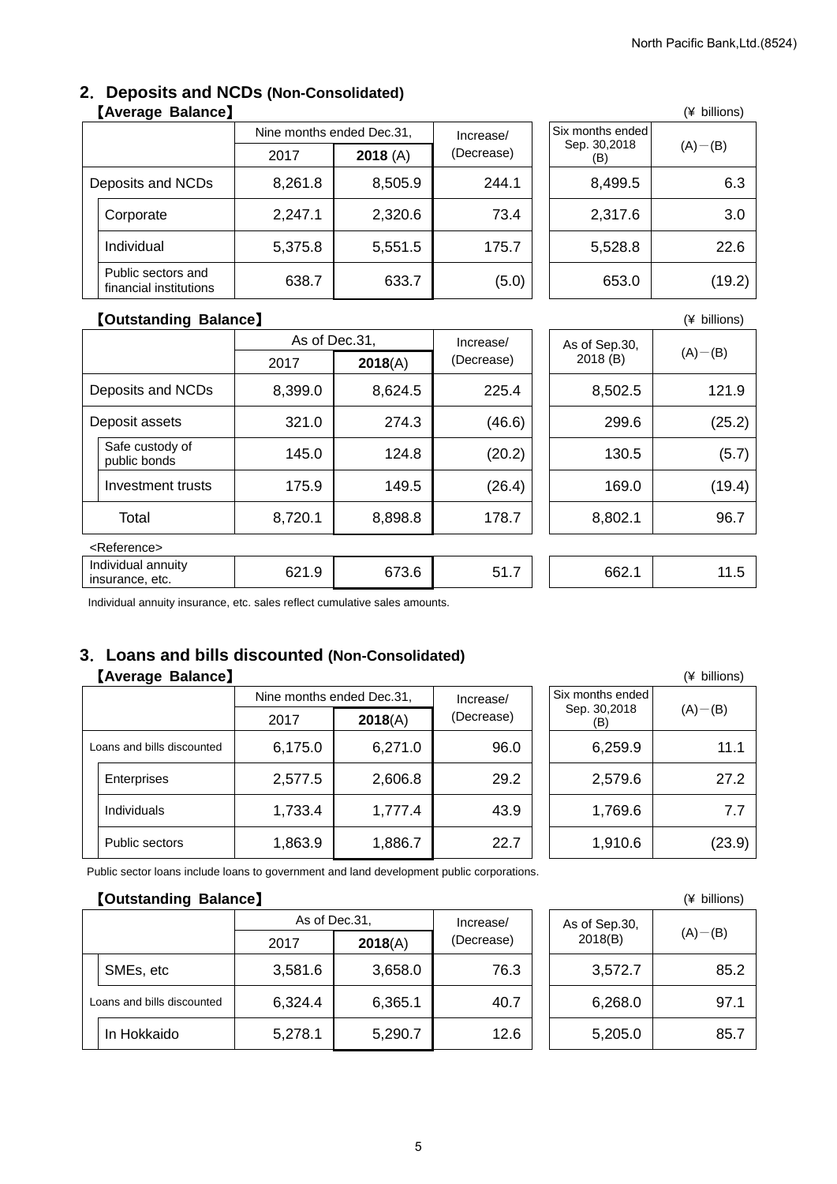## 2. Deposits and NCDs (Non-Consolidated)

**【Average Balance】** (¥ billions)

| | Nine months ended Dec.31, | | Increase/ (Decrease) | Six months ended Sep. 30,2018 (B) | (A)－(B) |
|---|---|---|---|---|---|
| | 2017 | **2018** (A) | | | |
| Deposits and NCDs | 8,261.8 | 8,505.9 | 244.1 | 8,499.5 | 6.3 |
| Corporate | 2,247.1 | 2,320.6 | 73.4 | 2,317.6 | 3.0 |
| Individual | 5,375.8 | 5,551.5 | 175.7 | 5,528.8 | 22.6 |
| Public sectors and financial institutions | 638.7 | 633.7 | (5.0) | 653.0 | (19.2) |

**【Outstanding Balance】** (¥ billions)

| | As of Dec.31, | | Increase/ (Decrease) | As of Sep.30, 2018 (B) | (A)－(B) |
|---|---|---|---|---|---|
| | 2017 | **2018**(A) | | | |
| Deposits and NCDs | 8,399.0 | 8,624.5 | 225.4 | 8,502.5 | 121.9 |
| Deposit assets | 321.0 | 274.3 | (46.6) | 299.6 | (25.2) |
| Safe custody of public bonds | 145.0 | 124.8 | (20.2) | 130.5 | (5.7) |
| Investment trusts | 175.9 | 149.5 | (26.4) | 169.0 | (19.4) |
| Total | 8,720.1 | 8,898.8 | 178.7 | 8,802.1 | 96.7 |
| <Reference> | | | | | |
| Individual annuity insurance, etc. | 621.9 | 673.6 | 51.7 | 662.1 | 11.5 |

Individual annuity insurance, etc. sales reflect cumulative sales amounts.

## 3. Loans and bills discounted (Non-Consolidated)

**【Average Balance】** (¥ billions)

| | Nine months ended Dec.31, | | Increase/ (Decrease) | Six months ended Sep. 30,2018 (B) | (A)－(B) |
|---|---|---|---|---|---|
| | 2017 | **2018**(A) | | | |
| Loans and bills discounted | 6,175.0 | 6,271.0 | 96.0 | 6,259.9 | 11.1 |
| Enterprises | 2,577.5 | 2,606.8 | 29.2 | 2,579.6 | 27.2 |
| Individuals | 1,733.4 | 1,777.4 | 43.9 | 1,769.6 | 7.7 |
| Public sectors | 1,863.9 | 1,886.7 | 22.7 | 1,910.6 | (23.9) |

Public sector loans include loans to government and land development public corporations.

**【Outstanding Balance】** (¥ billions)

| | As of Dec.31, | | Increase/ (Decrease) | As of Sep.30, 2018(B) | (A)－(B) |
|---|---|---|---|---|---|
| | 2017 | **2018**(A) | | | |
| SMEs, etc | 3,581.6 | 3,658.0 | 76.3 | 3,572.7 | 85.2 |
| Loans and bills discounted | 6,324.4 | 6,365.1 | 40.7 | 6,268.0 | 97.1 |
| In Hokkaido | 5,278.1 | 5,290.7 | 12.6 | 5,205.0 | 85.7 |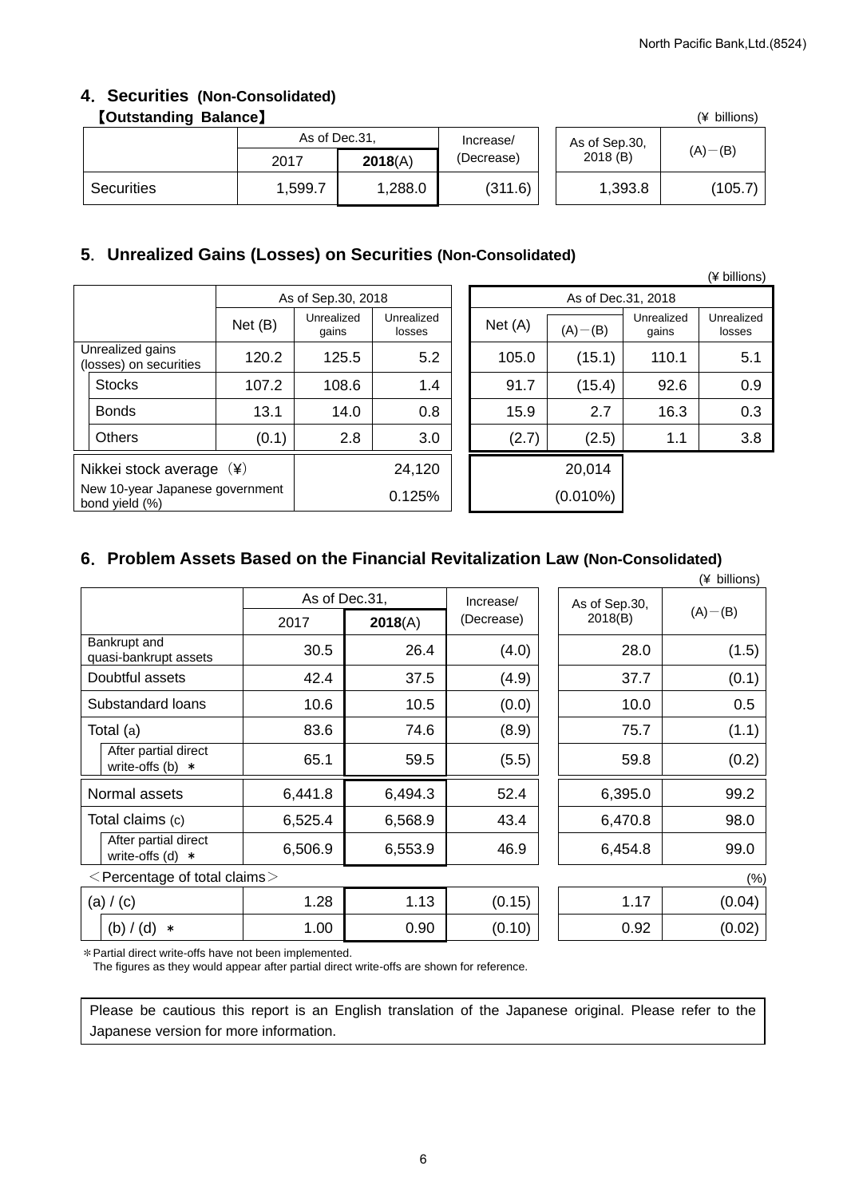## 4. Securities (Non-Consolidated)

【Outstanding Balance】

(¥ billions)

| | As of Dec.31, 2017 | As of Dec.31, 2018(A) | Increase/ (Decrease) | As of Sep.30, 2018 (B) | (A)－(B) |
|---|---|---|---|---|---|
| Securities | 1,599.7 | 1,288.0 | (311.6) | 1,393.8 | (105.7) |

## 5. Unrealized Gains (Losses) on Securities (Non-Consolidated)

(¥ billions)

| | As of Sep.30, 2018 | | | As of Dec.31, 2018 | | | |
|---|---|---|---|---|---|---|---|
| | Net (B) | Unrealized gains | Unrealized losses | Net (A) | (A)－(B) | Unrealized gains | Unrealized losses |
| Unrealized gains (losses) on securities | 120.2 | 125.5 | 5.2 | 105.0 | (15.1) | 110.1 | 5.1 |
| Stocks | 107.2 | 108.6 | 1.4 | 91.7 | (15.4) | 92.6 | 0.9 |
| Bonds | 13.1 | 14.0 | 0.8 | 15.9 | 2.7 | 16.3 | 0.3 |
| Others | (0.1) | 2.8 | 3.0 | (2.7) | (2.5) | 1.1 | 3.8 |

| | As of Sep.30, 2018 | As of Dec.31, 2018 |
|---|---|---|
| Nikkei stock average (¥) | 24,120 | 20,014 |
| New 10-year Japanese government bond yield (%) | 0.125% | (0.010%) |

## 6. Problem Assets Based on the Financial Revitalization Law (Non-Consolidated)

(¥ billions)

| | As of Dec.31, 2017 | As of Dec.31, 2018(A) | Increase/ (Decrease) | As of Sep.30, 2018(B) | (A)－(B) |
|---|---|---|---|---|---|
| Bankrupt and quasi-bankrupt assets | 30.5 | 26.4 | (4.0) | 28.0 | (1.5) |
| Doubtful assets | 42.4 | 37.5 | (4.9) | 37.7 | (0.1) |
| Substandard loans | 10.6 | 10.5 | (0.0) | 10.0 | 0.5 |
| Total (a) | 83.6 | 74.6 | (8.9) | 75.7 | (1.1) |
| After partial direct write-offs (b) ＊ | 65.1 | 59.5 | (5.5) | 59.8 | (0.2) |
| Normal assets | 6,441.8 | 6,494.3 | 52.4 | 6,395.0 | 99.2 |
| Total claims (c) | 6,525.4 | 6,568.9 | 43.4 | 6,470.8 | 98.0 |
| After partial direct write-offs (d) ＊ | 6,506.9 | 6,553.9 | 46.9 | 6,454.8 | 99.0 |

＜Percentage of total claims＞ (%)

| | As of Dec.31, 2017 | As of Dec.31, 2018(A) | Increase/ (Decrease) | As of Sep.30, 2018(B) | (A)－(B) |
|---|---|---|---|---|---|
| (a) / (c) | 1.28 | 1.13 | (0.15) | 1.17 | (0.04) |
| (b) / (d) ＊ | 1.00 | 0.90 | (0.10) | 0.92 | (0.02) |

＊Partial direct write-offs have not been implemented.
The figures as they would appear after partial direct write-offs are shown for reference.

Please be cautious this report is an English translation of the Japanese original. Please refer to the Japanese version for more information.